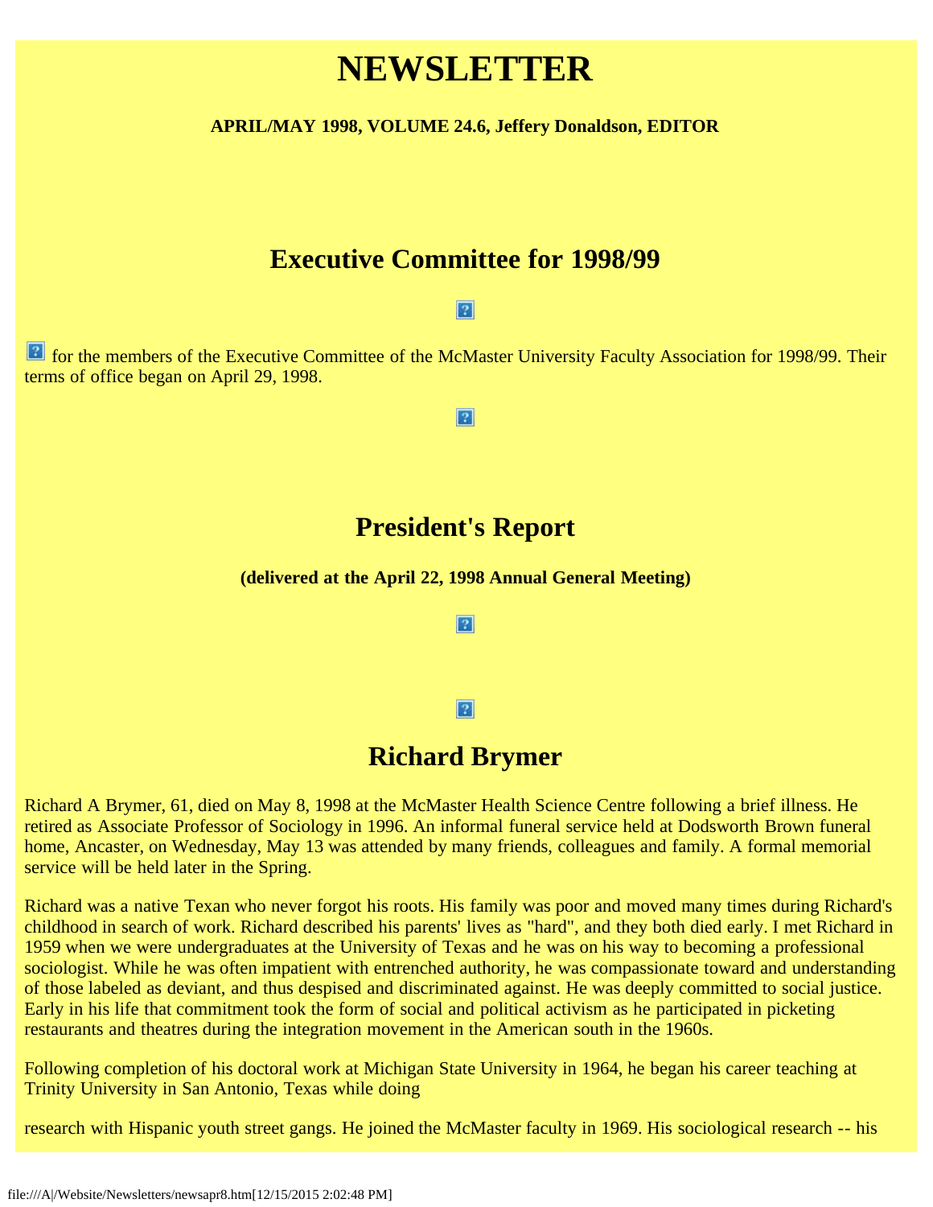# NEWSLETTER

**APRIL/MAY 1998, VOLUME 24.6, Jeffery Donaldson, EDITOR**

## Executive Committee for 1998/99

for the members of the Executive Committee of the McMaster University Faculty Association for 1998/99. Their terms of office began on April 29, 1998.

## President's Report

**(delivered at the April 22, 1998 Annual General Meeting)**

## Richard Brymer

Richard A Brymer, 61, died on May 8, 1998 at the McMaster Health Science Centre following a brief illness. He retired as Associate Professor of Sociology in 1996. An informal funeral service held at Dodsworth Brown funeral home, Ancaster, on Wednesday, May 13 was attended by many friends, colleagues and family. A formal memorial service will be held later in the Spring.

Richard was a native Texan who never forgot his roots. His family was poor and moved many times during Richard's childhood in search of work. Richard described his parents' lives as "hard", and they both died early. I met Richard in 1959 when we were undergraduates at the University of Texas and he was on his way to becoming a professional sociologist. While he was often impatient with entrenched authority, he was compassionate toward and understanding of those labeled as deviant, and thus despised and discriminated against. He was deeply committed to social justice. Early in his life that commitment took the form of social and political activism as he participated in picketing restaurants and theatres during the integration movement in the American south in the 1960s.

Following completion of his doctoral work at Michigan State University in 1964, he began his career teaching at Trinity University in San Antonio, Texas while doing research with Hispanic youth street gangs. He joined the McMaster faculty in 1969. His sociological research -- his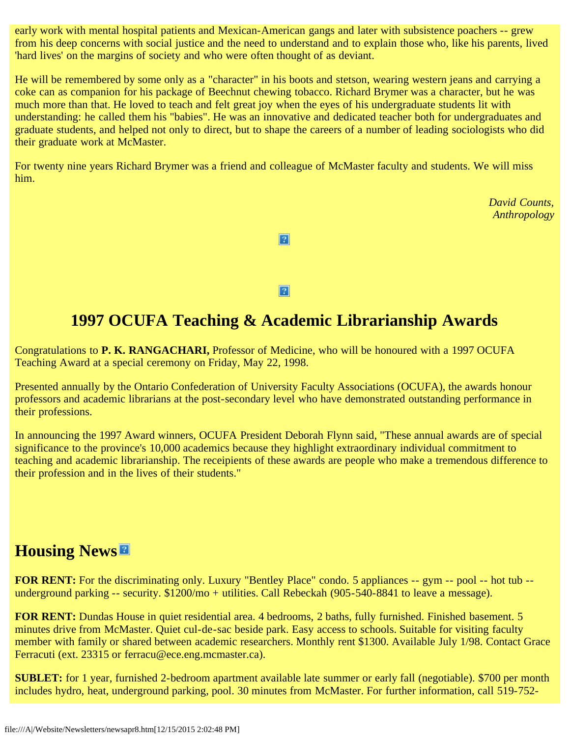early work with mental hospital patients and Mexican-American gangs and later with subsistence poachers -- grew from his deep concerns with social justice and the need to understand and to explain those who, like his parents, lived 'hard lives' on the margins of society and who were often thought of as deviant.

He will be remembered by some only as a "character" in his boots and stetson, wearing western jeans and carrying a coke can as companion for his package of Beechnut chewing tobacco. Richard Brymer was a character, but he was much more than that. He loved to teach and felt great joy when the eyes of his undergraduate students lit with understanding: he called them his "babies". He was an innovative and dedicated teacher both for undergraduates and graduate students, and helped not only to direct, but to shape the careers of a number of leading sociologists who did their graduate work at McMaster.

For twenty nine years Richard Brymer was a friend and colleague of McMaster faculty and students. We will miss him.

*David Counts,*
*Anthropology*

## 1997 OCUFA Teaching & Academic Librarianship Awards

Congratulations to **P. K. RANGACHARI,** Professor of Medicine, who will be honoured with a 1997 OCUFA Teaching Award at a special ceremony on Friday, May 22, 1998.

Presented annually by the Ontario Confederation of University Faculty Associations (OCUFA), the awards honour professors and academic librarians at the post-secondary level who have demonstrated outstanding performance in their professions.

In announcing the 1997 Award winners, OCUFA President Deborah Flynn said, "These annual awards are of special significance to the province's 10,000 academics because they highlight extraordinary individual commitment to teaching and academic librarianship. The receipients of these awards are people who make a tremendous difference to their profession and in the lives of their students."

## Housing News

**FOR RENT:** For the discriminating only. Luxury "Bentley Place" condo. 5 appliances -- gym -- pool -- hot tub -- underground parking -- security. $1200/mo + utilities. Call Rebeckah (905-540-8841 to leave a message).

**FOR RENT:** Dundas House in quiet residential area. 4 bedrooms, 2 baths, fully furnished. Finished basement. 5 minutes drive from McMaster. Quiet cul-de-sac beside park. Easy access to schools. Suitable for visiting faculty member with family or shared between academic researchers. Monthly rent $1300. Available July 1/98. Contact Grace Ferracuti (ext. 23315 or ferracu@ece.eng.mcmaster.ca).

**SUBLET:** for 1 year, furnished 2-bedroom apartment available late summer or early fall (negotiable). $700 per month includes hydro, heat, underground parking, pool. 30 minutes from McMaster. For further information, call 519-752-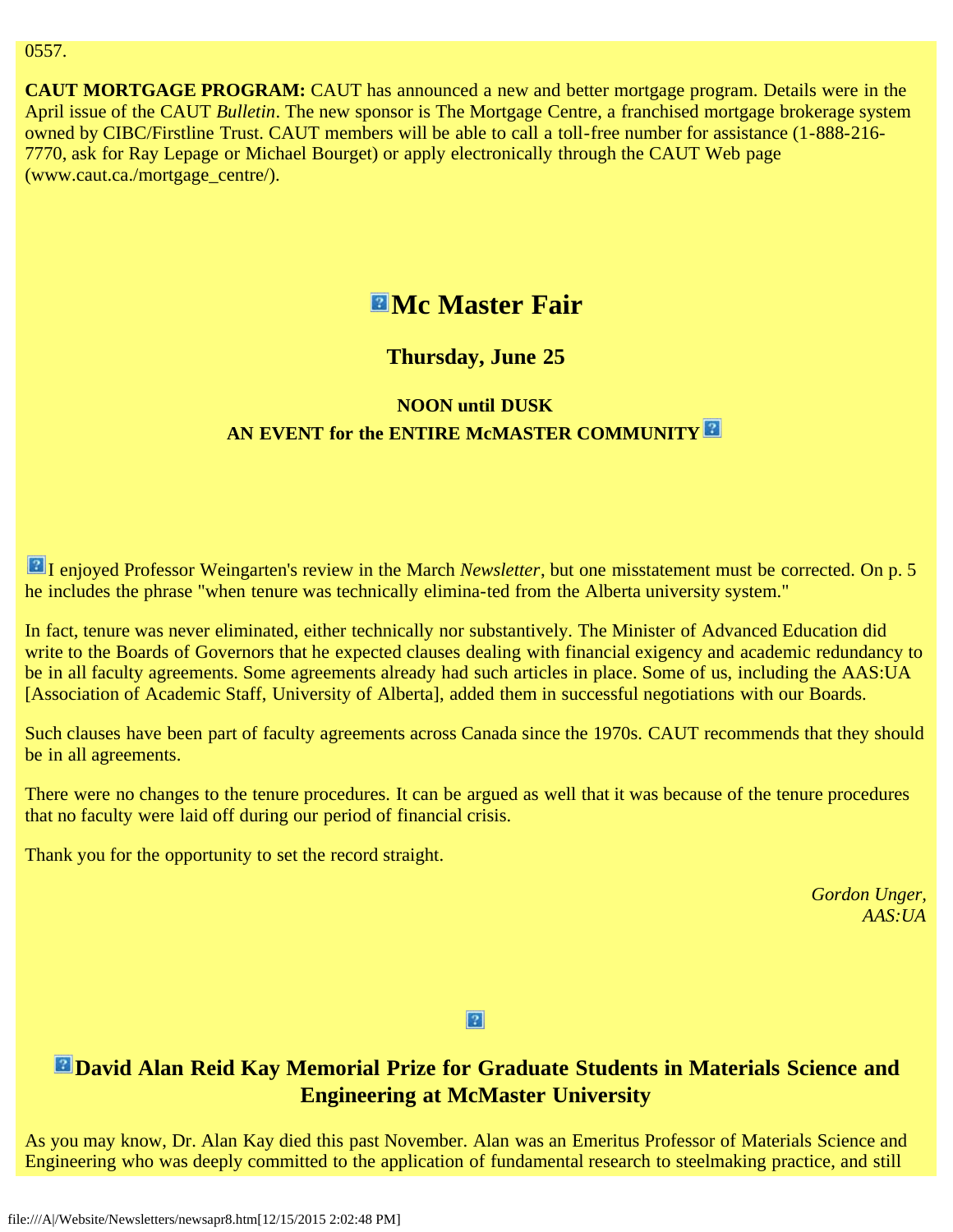0557.

**CAUT MORTGAGE PROGRAM:** CAUT has announced a new and better mortgage program. Details were in the April issue of the CAUT *Bulletin*. The new sponsor is The Mortgage Centre, a franchised mortgage brokerage system owned by CIBC/Firstline Trust. CAUT members will be able to call a toll-free number for assistance (1-888-216-7770, ask for Ray Lepage or Michael Bourget) or apply electronically through the CAUT Web page (www.caut.ca./mortgage_centre/).

# Mc Master Fair

### Thursday, June 25

#### NOON until DUSK
#### AN EVENT for the ENTIRE McMASTER COMMUNITY

I enjoyed Professor Weingarten's review in the March *Newsletter*, but one misstatement must be corrected. On p. 5 he includes the phrase "when tenure was technically elimina-ted from the Alberta university system."

In fact, tenure was never eliminated, either technically nor substantively. The Minister of Advanced Education did write to the Boards of Governors that he expected clauses dealing with financial exigency and academic redundancy to be in all faculty agreements. Some agreements already had such articles in place. Some of us, including the AAS:UA [Association of Academic Staff, University of Alberta], added them in successful negotiations with our Boards.

Such clauses have been part of faculty agreements across Canada since the 1970s. CAUT recommends that they should be in all agreements.

There were no changes to the tenure procedures. It can be argued as well that it was because of the tenure procedures that no faculty were laid off during our period of financial crisis.

Thank you for the opportunity to set the record straight.

*Gordon Unger,*
*AAS:UA*

## David Alan Reid Kay Memorial Prize for Graduate Students in Materials Science and Engineering at McMaster University

As you may know, Dr. Alan Kay died this past November. Alan was an Emeritus Professor of Materials Science and Engineering who was deeply committed to the application of fundamental research to steelmaking practice, and still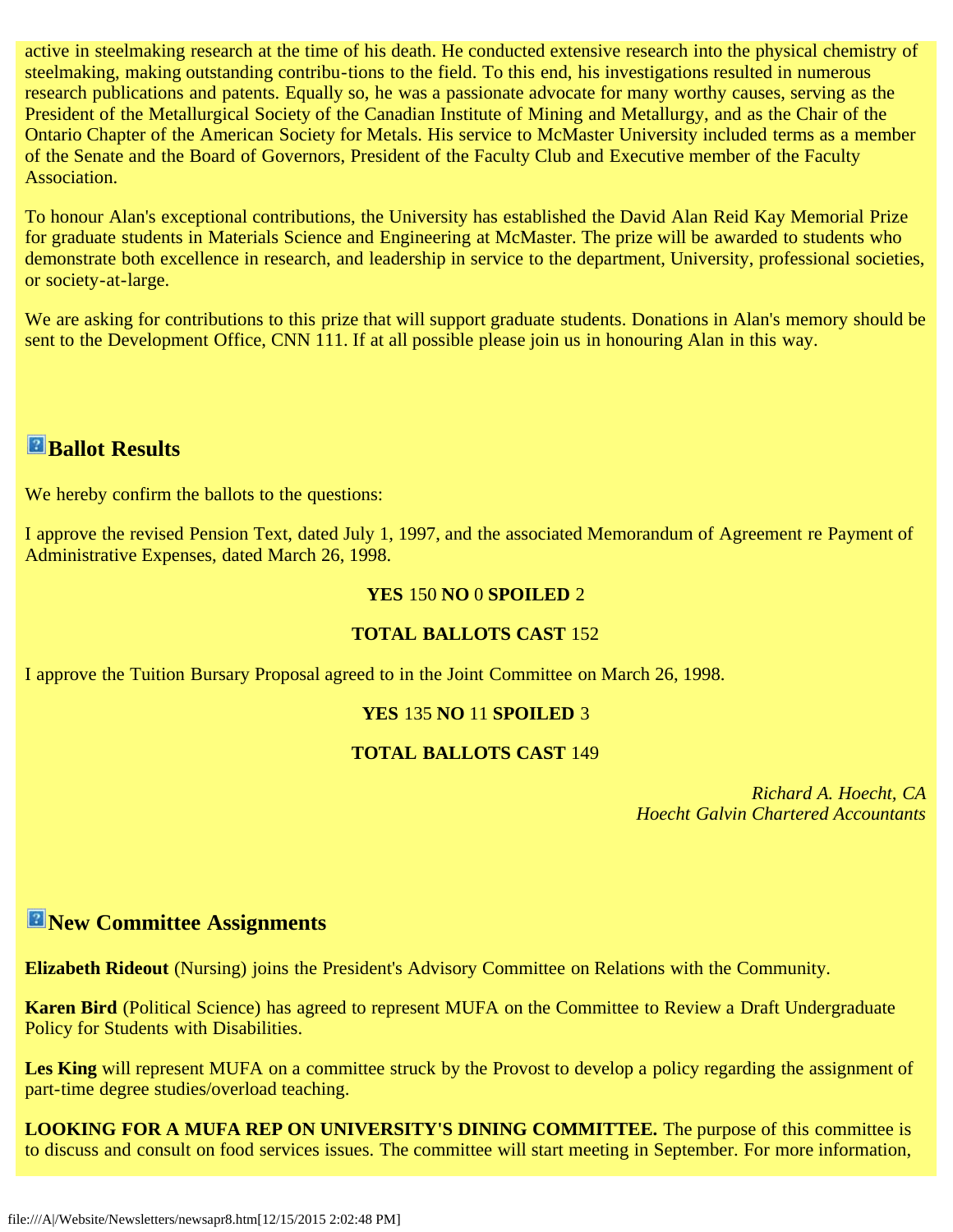active in steelmaking research at the time of his death. He conducted extensive research into the physical chemistry of steelmaking, making outstanding contribu-tions to the field. To this end, his investigations resulted in numerous research publications and patents. Equally so, he was a passionate advocate for many worthy causes, serving as the President of the Metallurgical Society of the Canadian Institute of Mining and Metallurgy, and as the Chair of the Ontario Chapter of the American Society for Metals. His service to McMaster University included terms as a member of the Senate and the Board of Governors, President of the Faculty Club and Executive member of the Faculty Association.

To honour Alan's exceptional contributions, the University has established the David Alan Reid Kay Memorial Prize for graduate students in Materials Science and Engineering at McMaster. The prize will be awarded to students who demonstrate both excellence in research, and leadership in service to the department, University, professional societies, or society-at-large.

We are asking for contributions to this prize that will support graduate students. Donations in Alan's memory should be sent to the Development Office, CNN 111. If at all possible please join us in honouring Alan in this way.

## Ballot Results

We hereby confirm the ballots to the questions:

I approve the revised Pension Text, dated July 1, 1997, and the associated Memorandum of Agreement re Payment of Administrative Expenses, dated March 26, 1998.

**YES** 150 **NO** 0 **SPOILED** 2

**TOTAL BALLOTS CAST** 152

I approve the Tuition Bursary Proposal agreed to in the Joint Committee on March 26, 1998.

**YES** 135 **NO** 11 **SPOILED** 3

**TOTAL BALLOTS CAST** 149

*Richard A. Hoecht, CA*
*Hoecht Galvin Chartered Accountants*

## New Committee Assignments

**Elizabeth Rideout** (Nursing) joins the President's Advisory Committee on Relations with the Community.

**Karen Bird** (Political Science) has agreed to represent MUFA on the Committee to Review a Draft Undergraduate Policy for Students with Disabilities.

**Les King** will represent MUFA on a committee struck by the Provost to develop a policy regarding the assignment of part-time degree studies/overload teaching.

**LOOKING FOR A MUFA REP ON UNIVERSITY'S DINING COMMITTEE.** The purpose of this committee is to discuss and consult on food services issues. The committee will start meeting in September. For more information,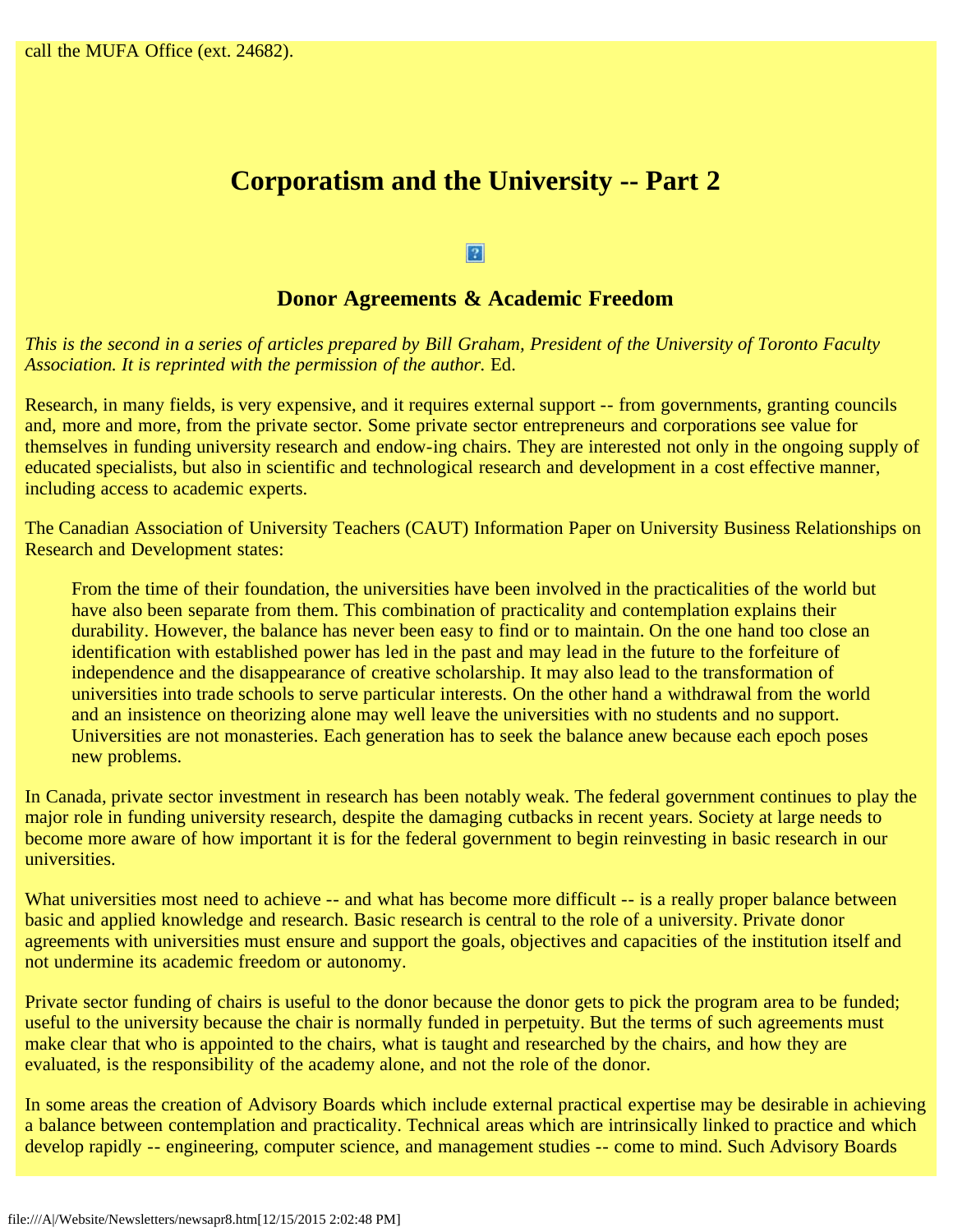call the MUFA Office (ext. 24682).

# Corporatism and the University -- Part 2

## Donor Agreements & Academic Freedom

*This is the second in a series of articles prepared by Bill Graham, President of the University of Toronto Faculty Association. It is reprinted with the permission of the author.* Ed.

Research, in many fields, is very expensive, and it requires external support -- from governments, granting councils and, more and more, from the private sector. Some private sector entrepreneurs and corporations see value for themselves in funding university research and endow-ing chairs. They are interested not only in the ongoing supply of educated specialists, but also in scientific and technological research and development in a cost effective manner, including access to academic experts.

The Canadian Association of University Teachers (CAUT) Information Paper on University Business Relationships on Research and Development states:

> From the time of their foundation, the universities have been involved in the practicalities of the world but have also been separate from them. This combination of practicality and contemplation explains their durability. However, the balance has never been easy to find or to maintain. On the one hand too close an identification with established power has led in the past and may lead in the future to the forfeiture of independence and the disappearance of creative scholarship. It may also lead to the transformation of universities into trade schools to serve particular interests. On the other hand a withdrawal from the world and an insistence on theorizing alone may well leave the universities with no students and no support. Universities are not monasteries. Each generation has to seek the balance anew because each epoch poses new problems.

In Canada, private sector investment in research has been notably weak. The federal government continues to play the major role in funding university research, despite the damaging cutbacks in recent years. Society at large needs to become more aware of how important it is for the federal government to begin reinvesting in basic research in our universities.

What universities most need to achieve -- and what has become more difficult -- is a really proper balance between basic and applied knowledge and research. Basic research is central to the role of a university. Private donor agreements with universities must ensure and support the goals, objectives and capacities of the institution itself and not undermine its academic freedom or autonomy.

Private sector funding of chairs is useful to the donor because the donor gets to pick the program area to be funded; useful to the university because the chair is normally funded in perpetuity. But the terms of such agreements must make clear that who is appointed to the chairs, what is taught and researched by the chairs, and how they are evaluated, is the responsibility of the academy alone, and not the role of the donor.

In some areas the creation of Advisory Boards which include external practical expertise may be desirable in achieving a balance between contemplation and practicality. Technical areas which are intrinsically linked to practice and which develop rapidly -- engineering, computer science, and management studies -- come to mind. Such Advisory Boards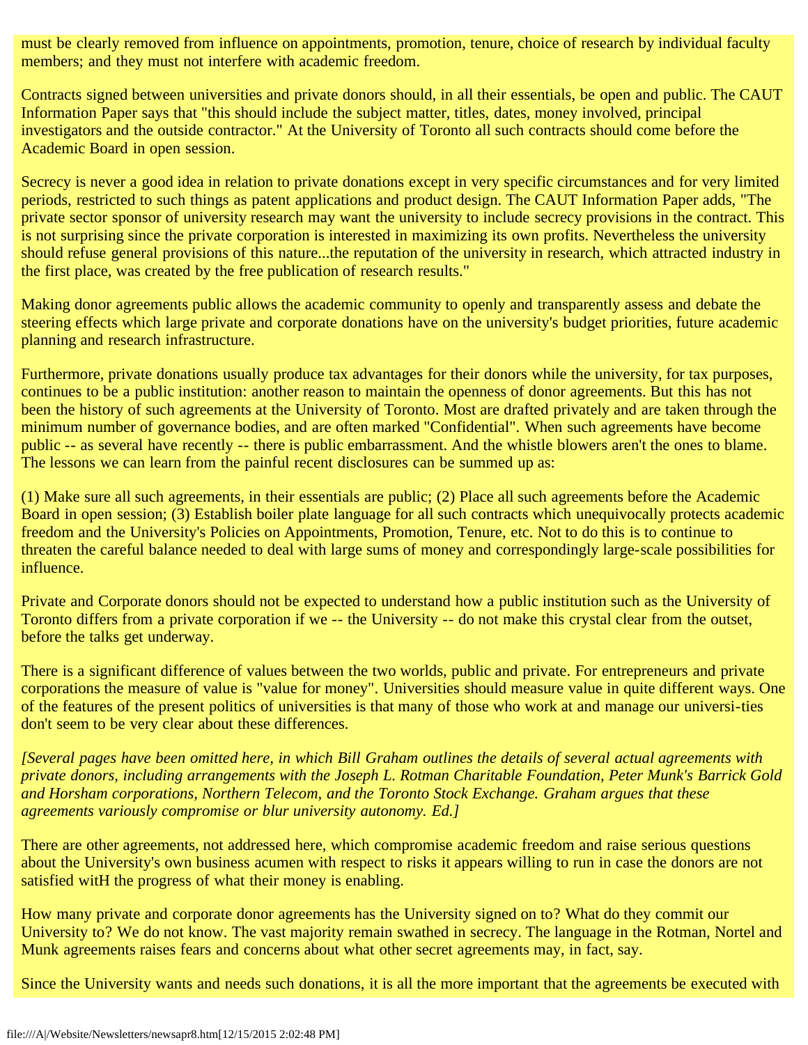must be clearly removed from influence on appointments, promotion, tenure, choice of research by individual faculty members; and they must not interfere with academic freedom.

Contracts signed between universities and private donors should, in all their essentials, be open and public. The CAUT Information Paper says that "this should include the subject matter, titles, dates, money involved, principal investigators and the outside contractor." At the University of Toronto all such contracts should come before the Academic Board in open session.

Secrecy is never a good idea in relation to private donations except in very specific circumstances and for very limited periods, restricted to such things as patent applications and product design. The CAUT Information Paper adds, "The private sector sponsor of university research may want the university to include secrecy provisions in the contract. This is not surprising since the private corporation is interested in maximizing its own profits. Nevertheless the university should refuse general provisions of this nature...the reputation of the university in research, which attracted industry in the first place, was created by the free publication of research results."

Making donor agreements public allows the academic community to openly and transparently assess and debate the steering effects which large private and corporate donations have on the university's budget priorities, future academic planning and research infrastructure.

Furthermore, private donations usually produce tax advantages for their donors while the university, for tax purposes, continues to be a public institution: another reason to maintain the openness of donor agreements. But this has not been the history of such agreements at the University of Toronto. Most are drafted privately and are taken through the minimum number of governance bodies, and are often marked "Confidential". When such agreements have become public -- as several have recently -- there is public embarrassment. And the whistle blowers aren't the ones to blame. The lessons we can learn from the painful recent disclosures can be summed up as:

(1) Make sure all such agreements, in their essentials are public; (2) Place all such agreements before the Academic Board in open session; (3) Establish boiler plate language for all such contracts which unequivocally protects academic freedom and the University's Policies on Appointments, Promotion, Tenure, etc. Not to do this is to continue to threaten the careful balance needed to deal with large sums of money and correspondingly large-scale possibilities for influence.

Private and Corporate donors should not be expected to understand how a public institution such as the University of Toronto differs from a private corporation if we -- the University -- do not make this crystal clear from the outset, before the talks get underway.

There is a significant difference of values between the two worlds, public and private. For entrepreneurs and private corporations the measure of value is "value for money". Universities should measure value in quite different ways. One of the features of the present politics of universities is that many of those who work at and manage our universi-ties don't seem to be very clear about these differences.

*[Several pages have been omitted here, in which Bill Graham outlines the details of several actual agreements with private donors, including arrangements with the Joseph L. Rotman Charitable Foundation, Peter Munk's Barrick Gold and Horsham corporations, Northern Telecom, and the Toronto Stock Exchange. Graham argues that these agreements variously compromise or blur university autonomy. Ed.]*

There are other agreements, not addressed here, which compromise academic freedom and raise serious questions about the University's own business acumen with respect to risks it appears willing to run in case the donors are not satisfied witH the progress of what their money is enabling.

How many private and corporate donor agreements has the University signed on to? What do they commit our University to? We do not know. The vast majority remain swathed in secrecy. The language in the Rotman, Nortel and Munk agreements raises fears and concerns about what other secret agreements may, in fact, say.

Since the University wants and needs such donations, it is all the more important that the agreements be executed with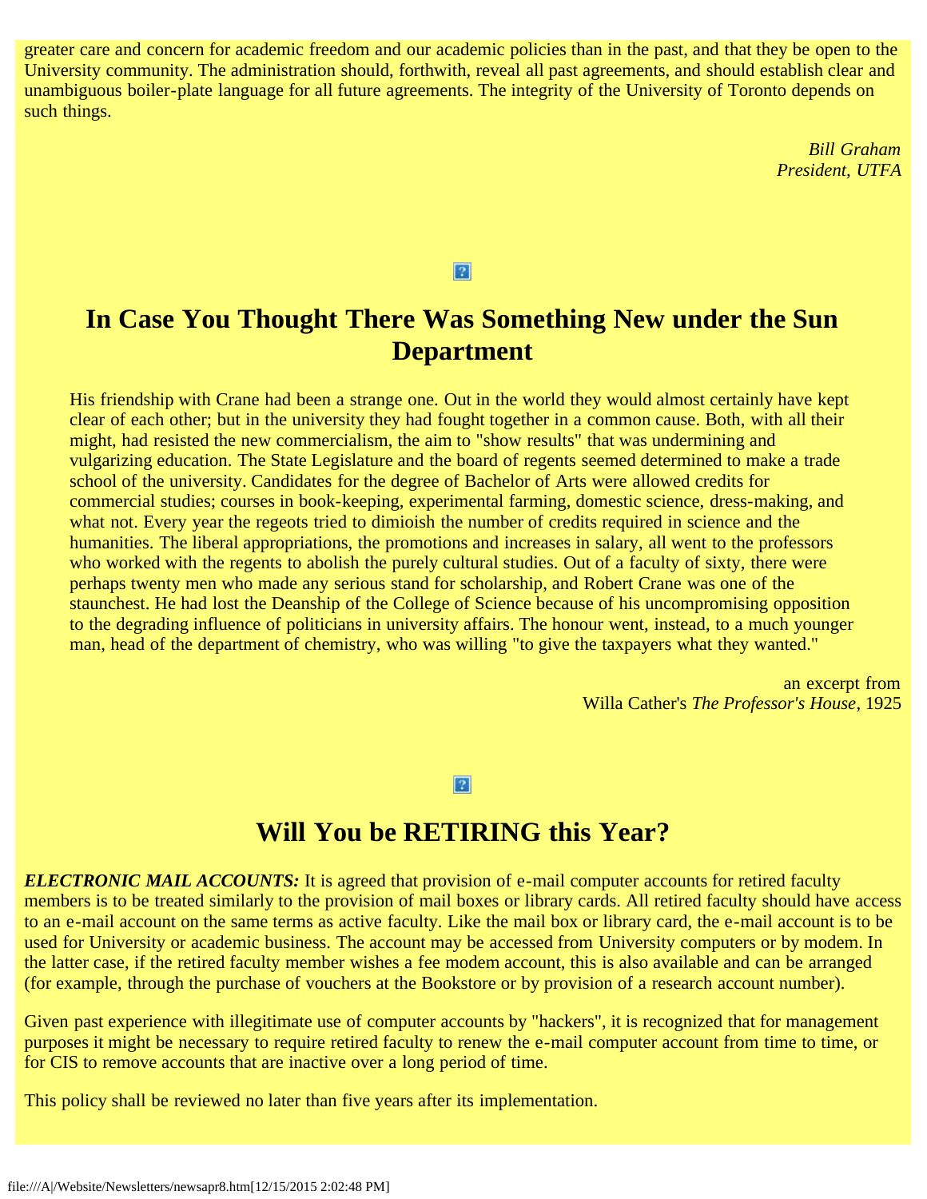greater care and concern for academic freedom and our academic policies than in the past, and that they be open to the University community. The administration should, forthwith, reveal all past agreements, and should establish clear and unambiguous boiler-plate language for all future agreements. The integrity of the University of Toronto depends on such things.

*Bill Graham*
*President, UTFA*

## In Case You Thought There Was Something New under the Sun Department

> His friendship with Crane had been a strange one. Out in the world they would almost certainly have kept clear of each other; but in the university they had fought together in a common cause. Both, with all their might, had resisted the new commercialism, the aim to "show results" that was undermining and vulgarizing education. The State Legislature and the board of regents seemed determined to make a trade school of the university. Candidates for the degree of Bachelor of Arts were allowed credits for commercial studies; courses in book-keeping, experimental farming, domestic science, dress-making, and what not. Every year the regeots tried to dimioish the number of credits required in science and the humanities. The liberal appropriations, the promotions and increases in salary, all went to the professors who worked with the regents to abolish the purely cultural studies. Out of a faculty of sixty, there were perhaps twenty men who made any serious stand for scholarship, and Robert Crane was one of the staunchest. He had lost the Deanship of the College of Science because of his uncompromising opposition to the degrading influence of politicians in university affairs. The honour went, instead, to a much younger man, head of the department of chemistry, who was willing "to give the taxpayers what they wanted."

an excerpt from
Willa Cather's *The Professor's House*, 1925

## Will You be RETIRING this Year?

***ELECTRONIC MAIL ACCOUNTS:*** It is agreed that provision of e-mail computer accounts for retired faculty members is to be treated similarly to the provision of mail boxes or library cards. All retired faculty should have access to an e-mail account on the same terms as active faculty. Like the mail box or library card, the e-mail account is to be used for University or academic business. The account may be accessed from University computers or by modem. In the latter case, if the retired faculty member wishes a fee modem account, this is also available and can be arranged (for example, through the purchase of vouchers at the Bookstore or by provision of a research account number).

Given past experience with illegitimate use of computer accounts by "hackers", it is recognized that for management purposes it might be necessary to require retired faculty to renew the e-mail computer account from time to time, or for CIS to remove accounts that are inactive over a long period of time.

This policy shall be reviewed no later than five years after its implementation.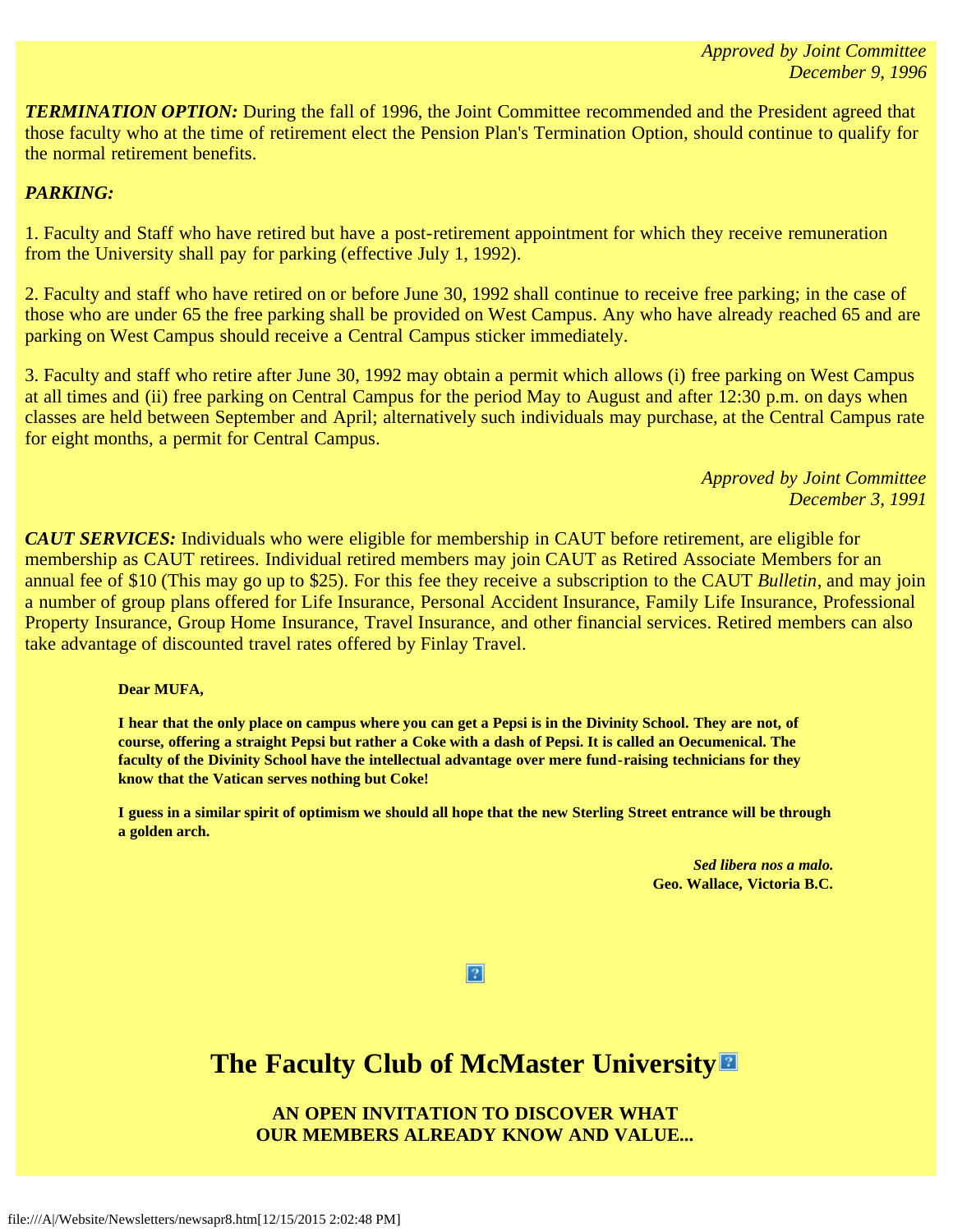*Approved by Joint Committee*
*December 9, 1996*

***TERMINATION OPTION:*** During the fall of 1996, the Joint Committee recommended and the President agreed that those faculty who at the time of retirement elect the Pension Plan's Termination Option, should continue to qualify for the normal retirement benefits.

***PARKING:***

1. Faculty and Staff who have retired but have a post-retirement appointment for which they receive remuneration from the University shall pay for parking (effective July 1, 1992).

2. Faculty and staff who have retired on or before June 30, 1992 shall continue to receive free parking; in the case of those who are under 65 the free parking shall be provided on West Campus. Any who have already reached 65 and are parking on West Campus should receive a Central Campus sticker immediately.

3. Faculty and staff who retire after June 30, 1992 may obtain a permit which allows (i) free parking on West Campus at all times and (ii) free parking on Central Campus for the period May to August and after 12:30 p.m. on days when classes are held between September and April; alternatively such individuals may purchase, at the Central Campus rate for eight months, a permit for Central Campus.

*Approved by Joint Committee*
*December 3, 1991*

***CAUT SERVICES:*** Individuals who were eligible for membership in CAUT before retirement, are eligible for membership as CAUT retirees. Individual retired members may join CAUT as Retired Associate Members for an annual fee of $10 (This may go up to $25). For this fee they receive a subscription to the CAUT *Bulletin*, and may join a number of group plans offered for Life Insurance, Personal Accident Insurance, Family Life Insurance, Professional Property Insurance, Group Home Insurance, Travel Insurance, and other financial services. Retired members can also take advantage of discounted travel rates offered by Finlay Travel.

**Dear MUFA,**

**I hear that the only place on campus where you can get a Pepsi is in the Divinity School. They are not, of course, offering a straight Pepsi but rather a Coke with a dash of Pepsi. It is called an Oecumenical. The faculty of the Divinity School have the intellectual advantage over mere fund-raising technicians for they know that the Vatican serves nothing but Coke!**

**I guess in a similar spirit of optimism we should all hope that the new Sterling Street entrance will be through a golden arch.**

***Sed libera nos a malo.***
**Geo. Wallace, Victoria B.C.**

# The Faculty Club of McMaster University

**AN OPEN INVITATION TO DISCOVER WHAT OUR MEMBERS ALREADY KNOW AND VALUE...**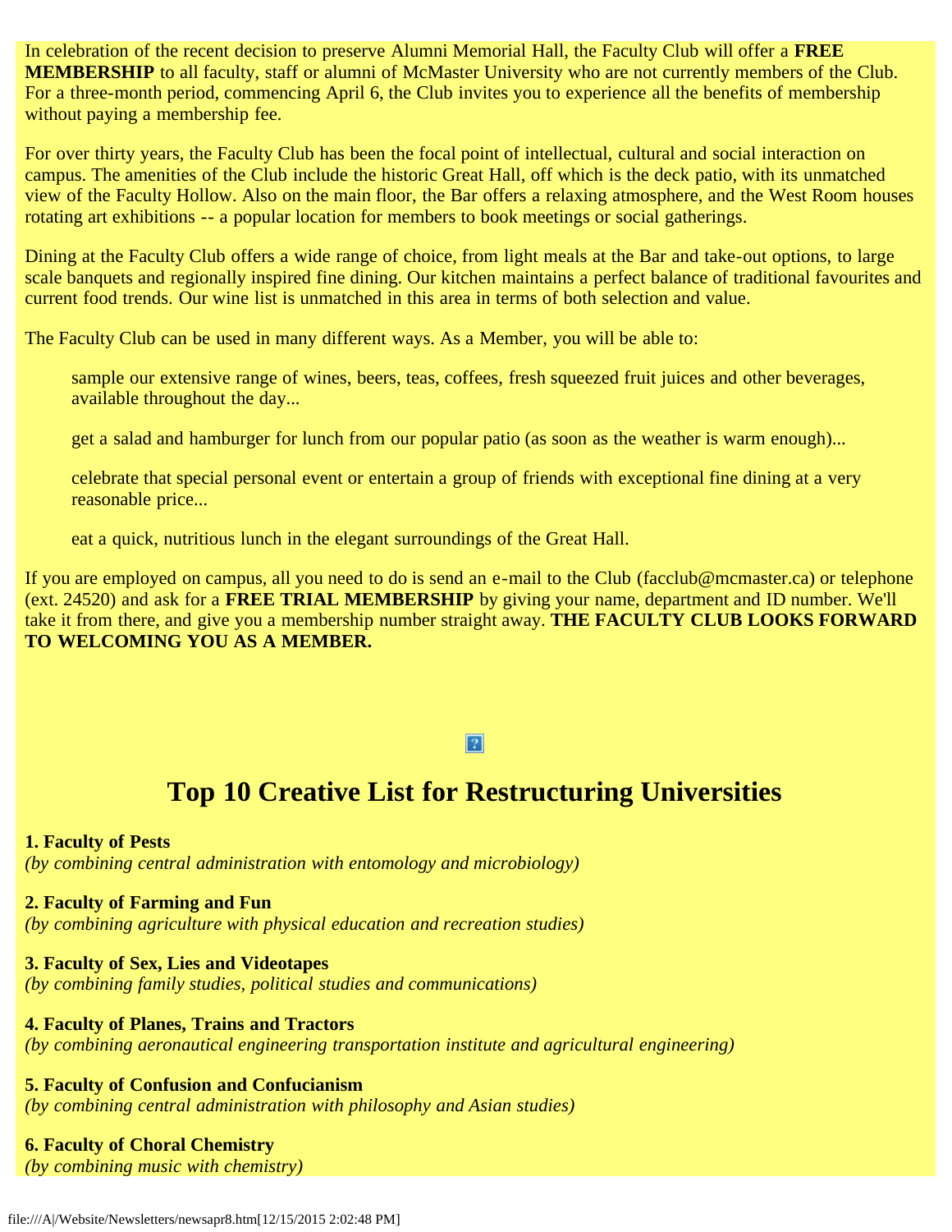In celebration of the recent decision to preserve Alumni Memorial Hall, the Faculty Club will offer a **FREE MEMBERSHIP** to all faculty, staff or alumni of McMaster University who are not currently members of the Club. For a three-month period, commencing April 6, the Club invites you to experience all the benefits of membership without paying a membership fee.

For over thirty years, the Faculty Club has been the focal point of intellectual, cultural and social interaction on campus. The amenities of the Club include the historic Great Hall, off which is the deck patio, with its unmatched view of the Faculty Hollow. Also on the main floor, the Bar offers a relaxing atmosphere, and the West Room houses rotating art exhibitions -- a popular location for members to book meetings or social gatherings.

Dining at the Faculty Club offers a wide range of choice, from light meals at the Bar and take-out options, to large scale banquets and regionally inspired fine dining. Our kitchen maintains a perfect balance of traditional favourites and current food trends. Our wine list is unmatched in this area in terms of both selection and value.

The Faculty Club can be used in many different ways. As a Member, you will be able to:

> sample our extensive range of wines, beers, teas, coffees, fresh squeezed fruit juices and other beverages, available throughout the day...
>
> get a salad and hamburger for lunch from our popular patio (as soon as the weather is warm enough)...
>
> celebrate that special personal event or entertain a group of friends with exceptional fine dining at a very reasonable price...
>
> eat a quick, nutritious lunch in the elegant surroundings of the Great Hall.

If you are employed on campus, all you need to do is send an e-mail to the Club (facclub@mcmaster.ca) or telephone (ext. 24520) and ask for a **FREE TRIAL MEMBERSHIP** by giving your name, department and ID number. We'll take it from there, and give you a membership number straight away. **THE FACULTY CLUB LOOKS FORWARD TO WELCOMING YOU AS A MEMBER.**

## Top 10 Creative List for Restructuring Universities

**1. Faculty of Pests**
*(by combining central administration with entomology and microbiology)*

**2. Faculty of Farming and Fun**
*(by combining agriculture with physical education and recreation studies)*

**3. Faculty of Sex, Lies and Videotapes**
*(by combining family studies, political studies and communications)*

**4. Faculty of Planes, Trains and Tractors**
*(by combining aeronautical engineering transportation institute and agricultural engineering)*

**5. Faculty of Confusion and Confucianism**
*(by combining central administration with philosophy and Asian studies)*

**6. Faculty of Choral Chemistry**
*(by combining music with chemistry)*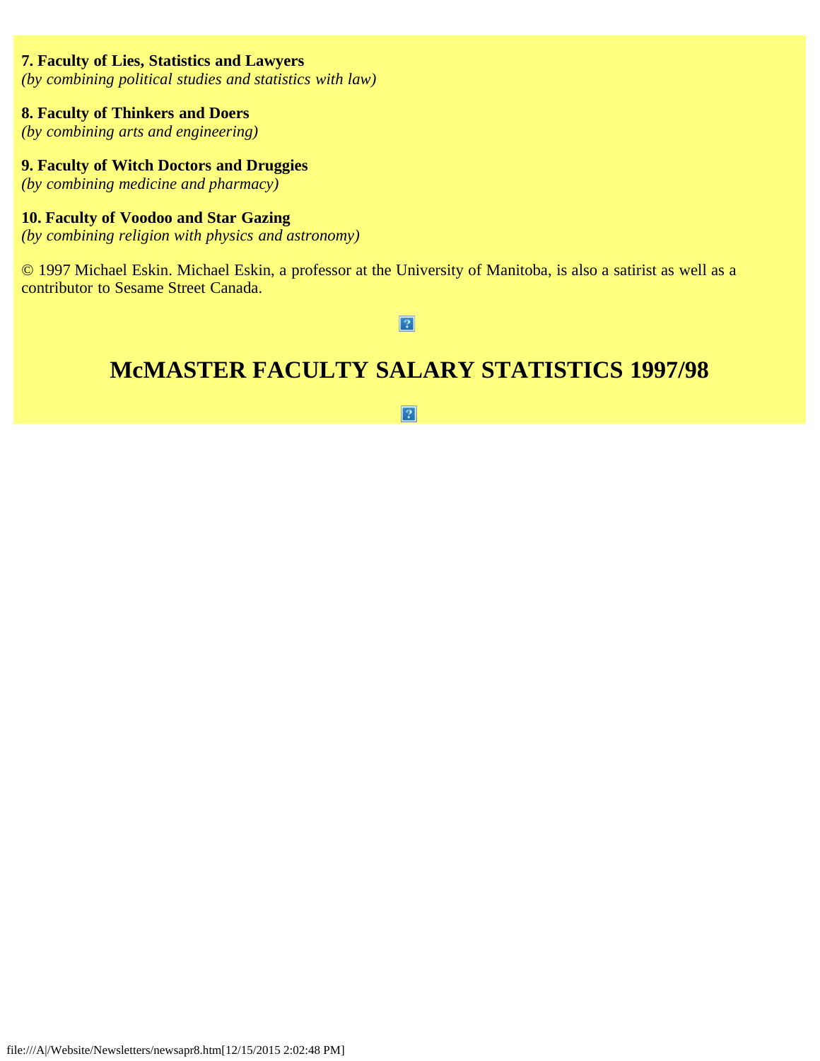**7. Faculty of Lies, Statistics and Lawyers**
*(by combining political studies and statistics with law)*

**8. Faculty of Thinkers and Doers**
*(by combining arts and engineering)*

**9. Faculty of Witch Doctors and Druggies**
*(by combining medicine and pharmacy)*

**10. Faculty of Voodoo and Star Gazing**
*(by combining religion with physics and astronomy)*

© 1997 Michael Eskin. Michael Eskin, a professor at the University of Manitoba, is also a satirist as well as a contributor to Sesame Street Canada.

## McMASTER FACULTY SALARY STATISTICS 1997/98